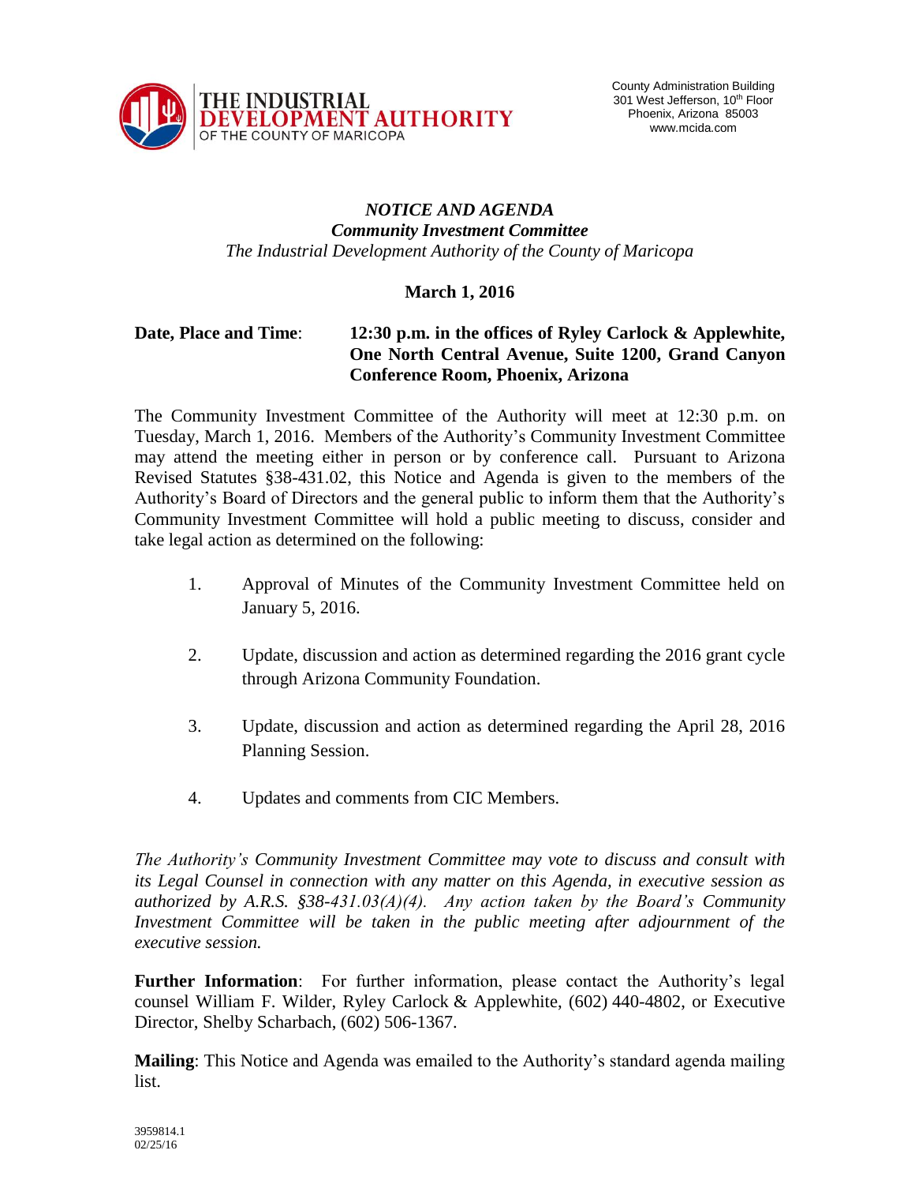THE INDUSTRIAL DEVELOPMENT AUTHORITY OF THE COUNTY OF MARICOPA

County Administration Building
301 West Jefferson, 10th Floor
Phoenix, Arizona 85003
www.mcida.com

# *NOTICE AND AGENDA*
## ***Community Investment Committee***
*The Industrial Development Authority of the County of Maricopa*

**March 1, 2016**

**Date, Place and Time**: **12:30 p.m. in the offices of Ryley Carlock & Applewhite, One North Central Avenue, Suite 1200, Grand Canyon Conference Room, Phoenix, Arizona**

The Community Investment Committee of the Authority will meet at 12:30 p.m. on Tuesday, March 1, 2016. Members of the Authority's Community Investment Committee may attend the meeting either in person or by conference call. Pursuant to Arizona Revised Statutes §38-431.02, this Notice and Agenda is given to the members of the Authority's Board of Directors and the general public to inform them that the Authority's Community Investment Committee will hold a public meeting to discuss, consider and take legal action as determined on the following:

1. Approval of Minutes of the Community Investment Committee held on January 5, 2016.

2. Update, discussion and action as determined regarding the 2016 grant cycle through Arizona Community Foundation.

3. Update, discussion and action as determined regarding the April 28, 2016 Planning Session.

4. Updates and comments from CIC Members.

*The Authority's Community Investment Committee may vote to discuss and consult with its Legal Counsel in connection with any matter on this Agenda, in executive session as authorized by A.R.S. §38-431.03(A)(4). Any action taken by the Board's Community Investment Committee will be taken in the public meeting after adjournment of the executive session.*

**Further Information**: For further information, please contact the Authority's legal counsel William F. Wilder, Ryley Carlock & Applewhite, (602) 440-4802, or Executive Director, Shelby Scharbach, (602) 506-1367.

**Mailing**: This Notice and Agenda was emailed to the Authority's standard agenda mailing list.

3959814.1
02/25/16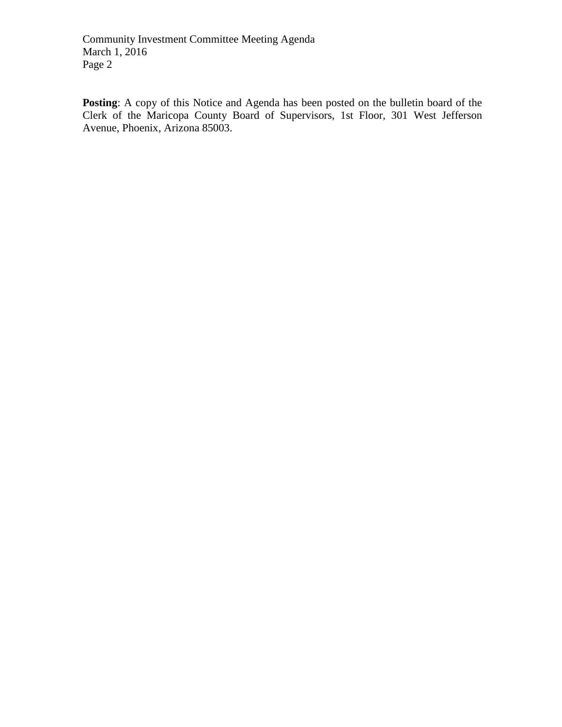**Posting**: A copy of this Notice and Agenda has been posted on the bulletin board of the Clerk of the Maricopa County Board of Supervisors, 1st Floor, 301 West Jefferson Avenue, Phoenix, Arizona 85003.